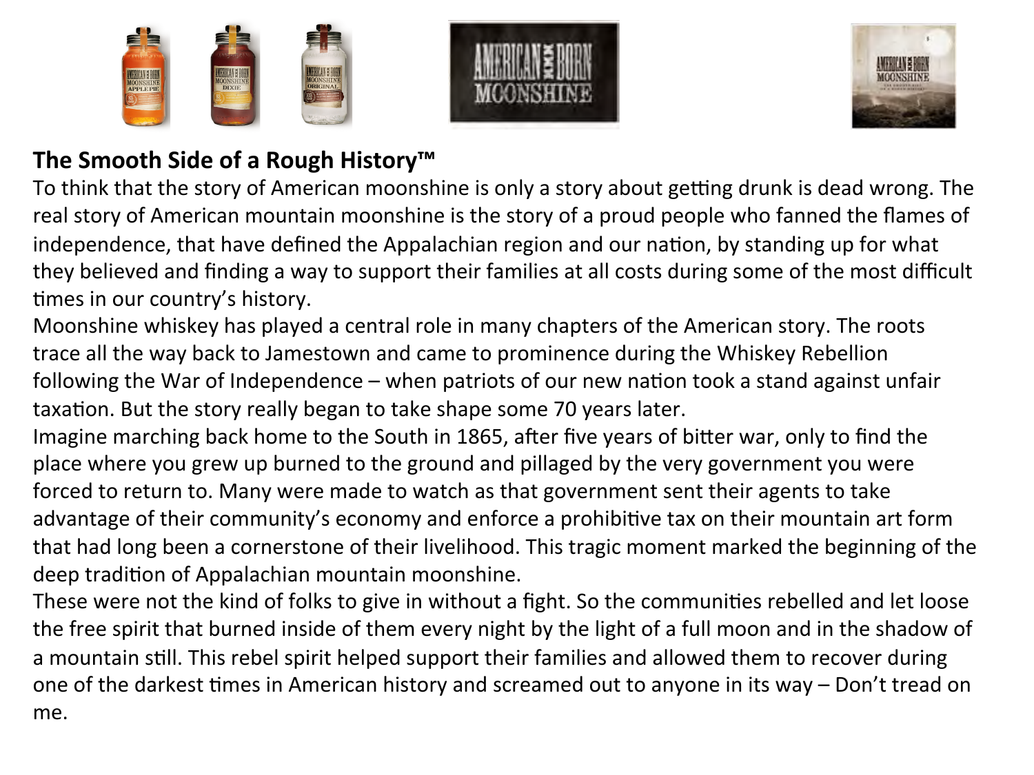**The Smooth Side of a Rough History™**

To think that the story of American moonshine is only a story about getting drunk is dead wrong. The real story of American mountain moonshine is the story of a proud people who fanned the flames of independence, that have defined the Appalachian region and our nation, by standing up for what they believed and finding a way to support their families at all costs during some of the most difficult times in our country's history.

Moonshine whiskey has played a central role in many chapters of the American story. The roots trace all the way back to Jamestown and came to prominence during the Whiskey Rebellion following the War of Independence – when patriots of our new nation took a stand against unfair taxation. But the story really began to take shape some 70 years later.

Imagine marching back home to the South in 1865, after five years of bitter war, only to find the place where you grew up burned to the ground and pillaged by the very government you were forced to return to. Many were made to watch as that government sent their agents to take advantage of their community's economy and enforce a prohibitive tax on their mountain art form that had long been a cornerstone of their livelihood. This tragic moment marked the beginning of the deep tradition of Appalachian mountain moonshine.

These were not the kind of folks to give in without a fight. So the communities rebelled and let loose the free spirit that burned inside of them every night by the light of a full moon and in the shadow of a mountain still. This rebel spirit helped support their families and allowed them to recover during one of the darkest times in American history and screamed out to anyone in its way – Don't tread on me.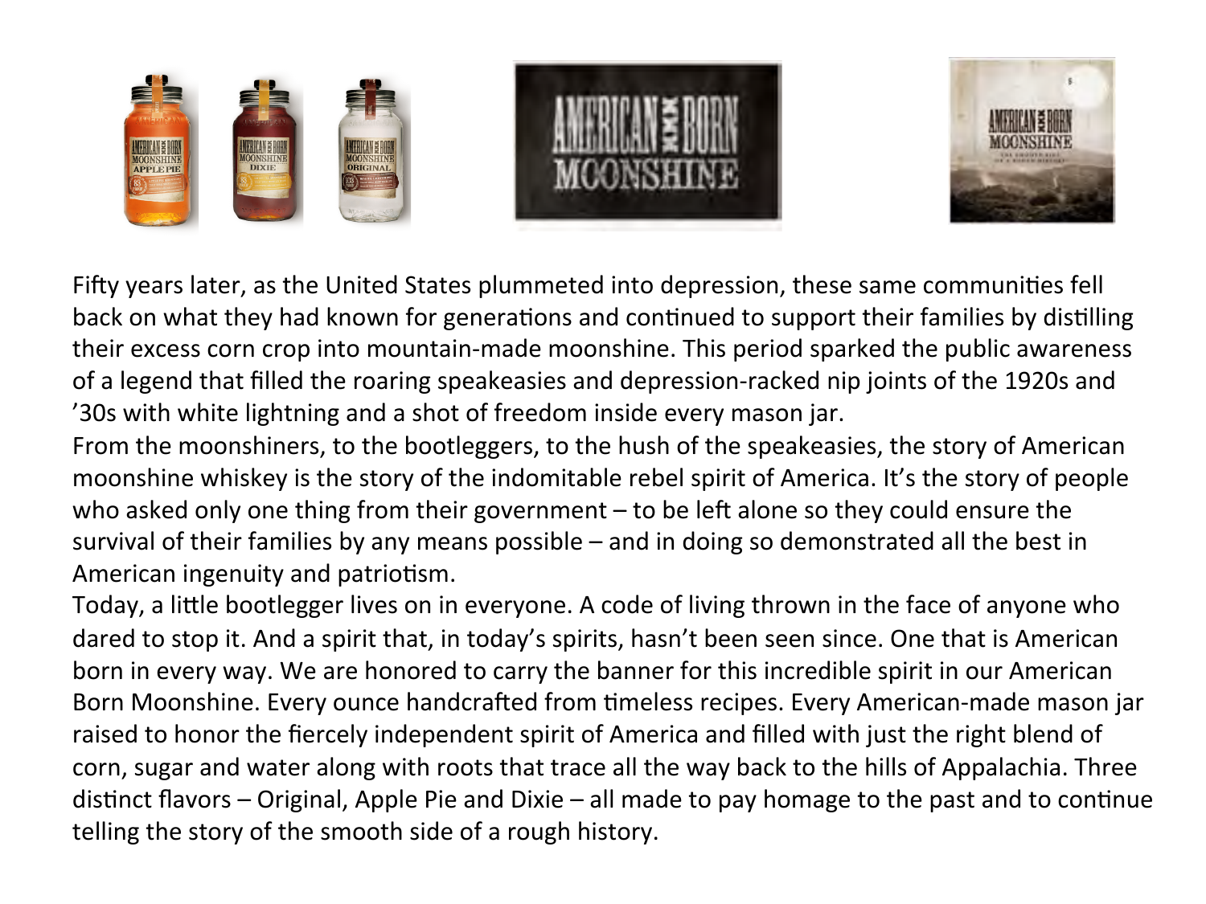Fifty years later, as the United States plummeted into depression, these same communities fell back on what they had known for generations and continued to support their families by distilling their excess corn crop into mountain-made moonshine. This period sparked the public awareness of a legend that filled the roaring speakeasies and depression-racked nip joints of the 1920s and '30s with white lightning and a shot of freedom inside every mason jar.

From the moonshiners, to the bootleggers, to the hush of the speakeasies, the story of American moonshine whiskey is the story of the indomitable rebel spirit of America. It's the story of people who asked only one thing from their government – to be left alone so they could ensure the survival of their families by any means possible – and in doing so demonstrated all the best in American ingenuity and patriotism.

Today, a little bootlegger lives on in everyone. A code of living thrown in the face of anyone who dared to stop it. And a spirit that, in today's spirits, hasn't been seen since. One that is American born in every way. We are honored to carry the banner for this incredible spirit in our American Born Moonshine. Every ounce handcrafted from timeless recipes. Every American-made mason jar raised to honor the fiercely independent spirit of America and filled with just the right blend of corn, sugar and water along with roots that trace all the way back to the hills of Appalachia. Three distinct flavors – Original, Apple Pie and Dixie – all made to pay homage to the past and to continue telling the story of the smooth side of a rough history.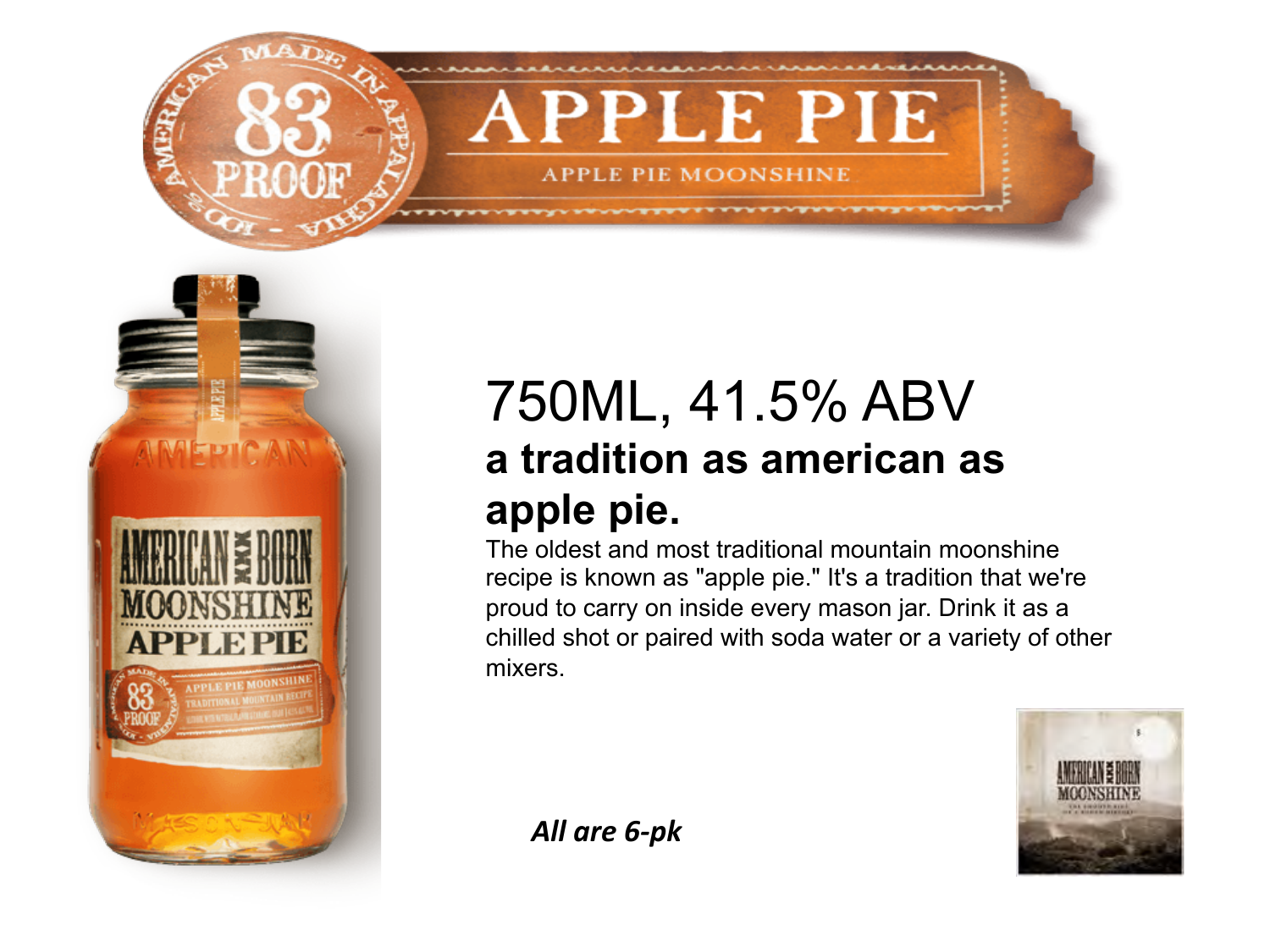# APPLE PIE

APPLE PIE MOONSHINE

## 750ML, 41.5% ABV

### a tradition as american as apple pie.

The oldest and most traditional mountain moonshine recipe is known as "apple pie." It's a tradition that we're proud to carry on inside every mason jar. Drink it as a chilled shot or paired with soda water or a variety of other mixers.

***All are 6-pk***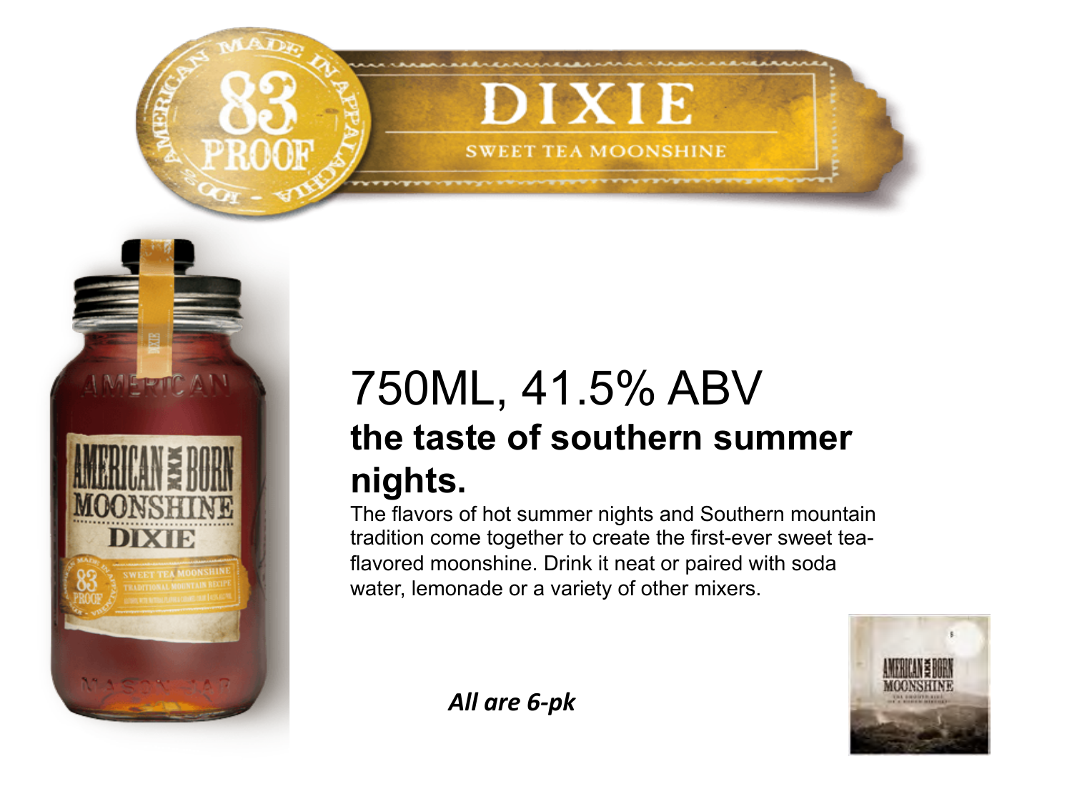# DIXIE

SWEET TEA MOONSHINE

83 PROOF

100% AMERICAN MADE IN APPALACHIA

## 750ML, 41.5% ABV

### the taste of southern summer nights.

The flavors of hot summer nights and Southern mountain tradition come together to create the first-ever sweet tea-flavored moonshine. Drink it neat or paired with soda water, lemonade or a variety of other mixers.

***All are 6-pk***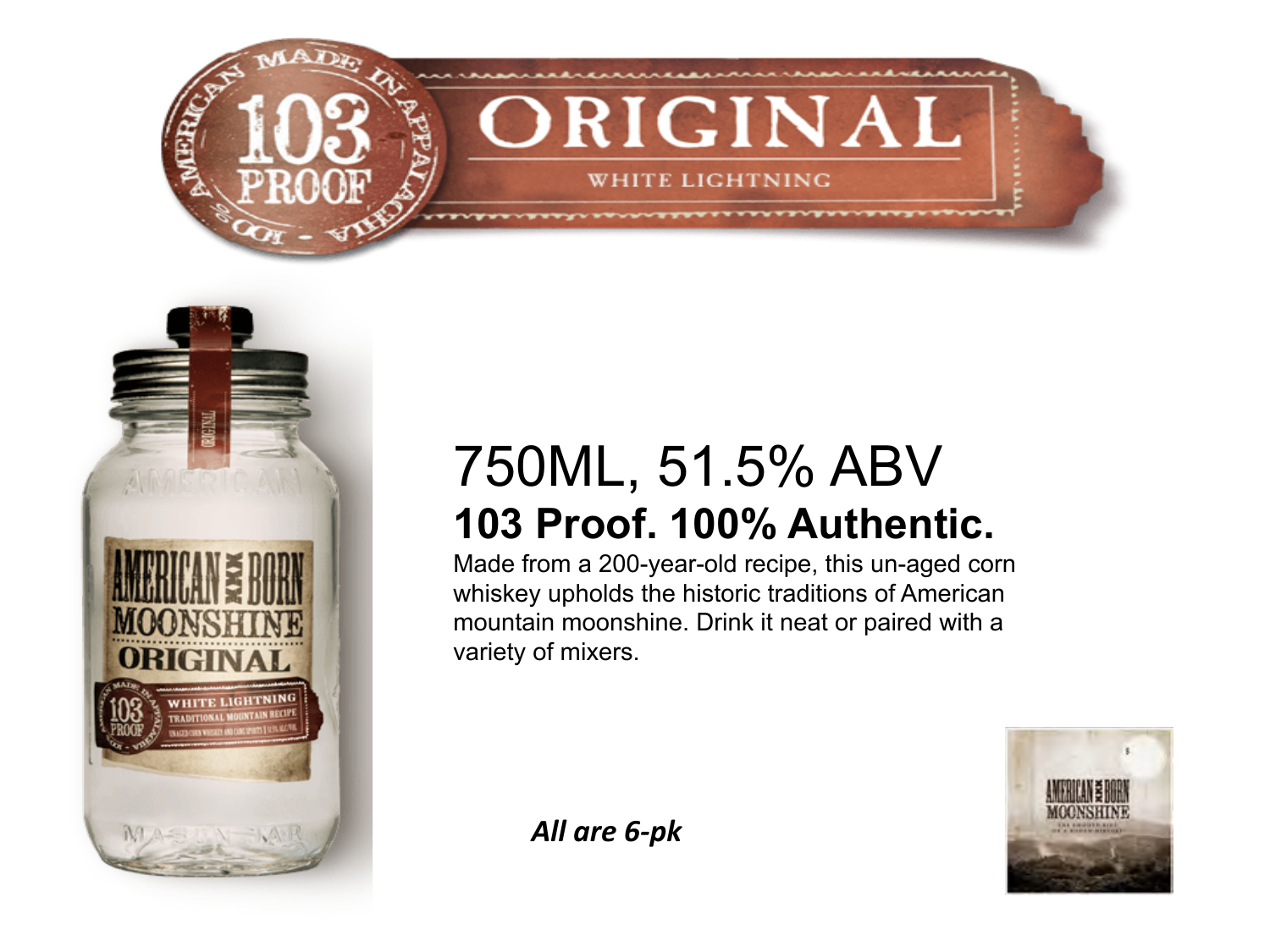# ORIGINAL

WHITE LIGHTNING

## 750ML, 51.5% ABV

### 103 Proof. 100% Authentic.

Made from a 200-year-old recipe, this un-aged corn whiskey upholds the historic traditions of American mountain moonshine. Drink it neat or paired with a variety of mixers.

***All are 6-pk***